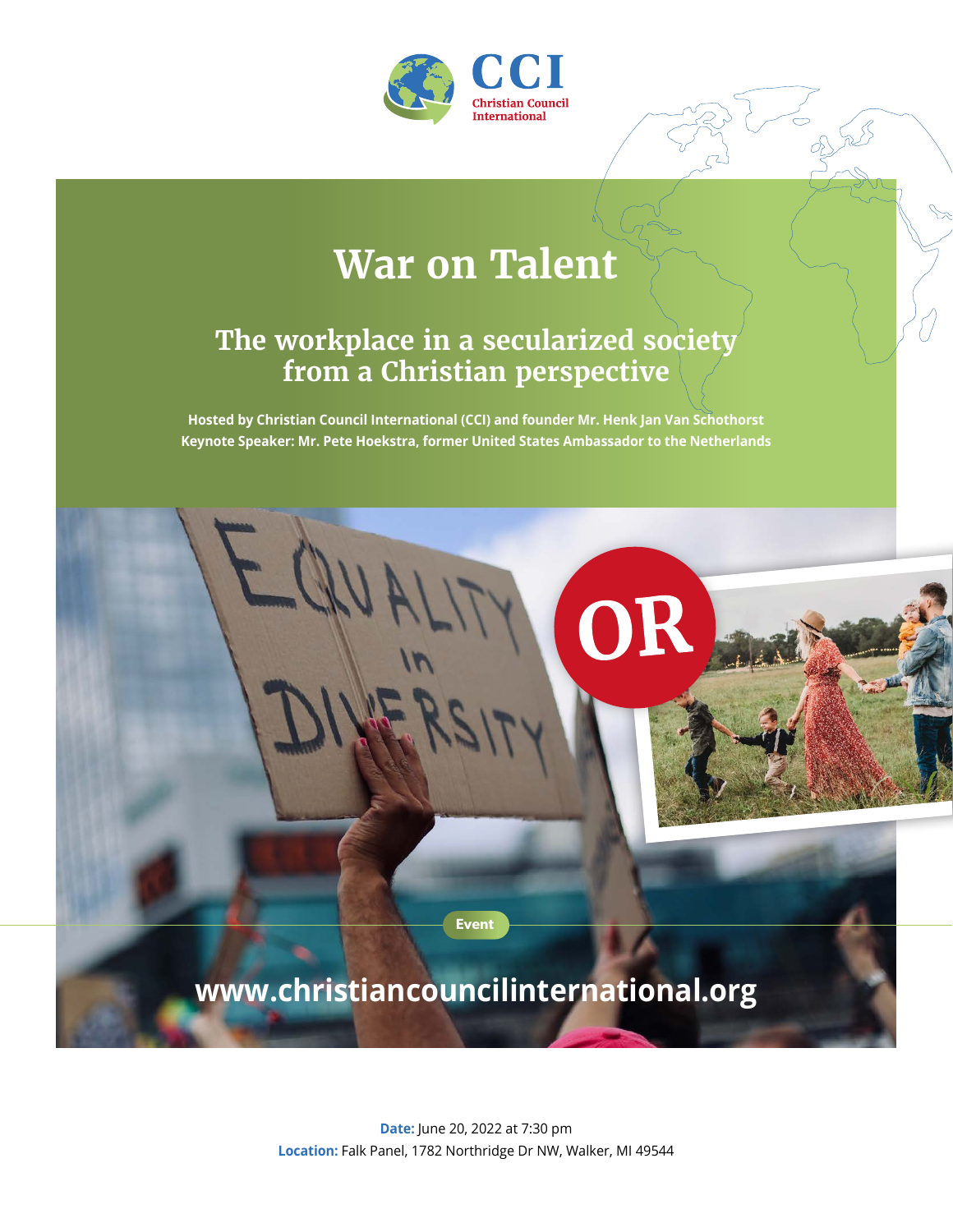CCI
Christian Council International

# War on Talent

## The workplace in a secularized society from a Christian perspective

**Hosted by Christian Council International (CCI) and founder Mr. Henk Jan Van Schothorst**
**Keynote Speaker: Mr. Pete Hoekstra, former United States Ambassador to the Netherlands**

OR

Event

**www.christiancouncilinternational.org**

**Date:** June 20, 2022 at 7:30 pm
**Location:** Falk Panel, 1782 Northridge Dr NW, Walker, MI 49544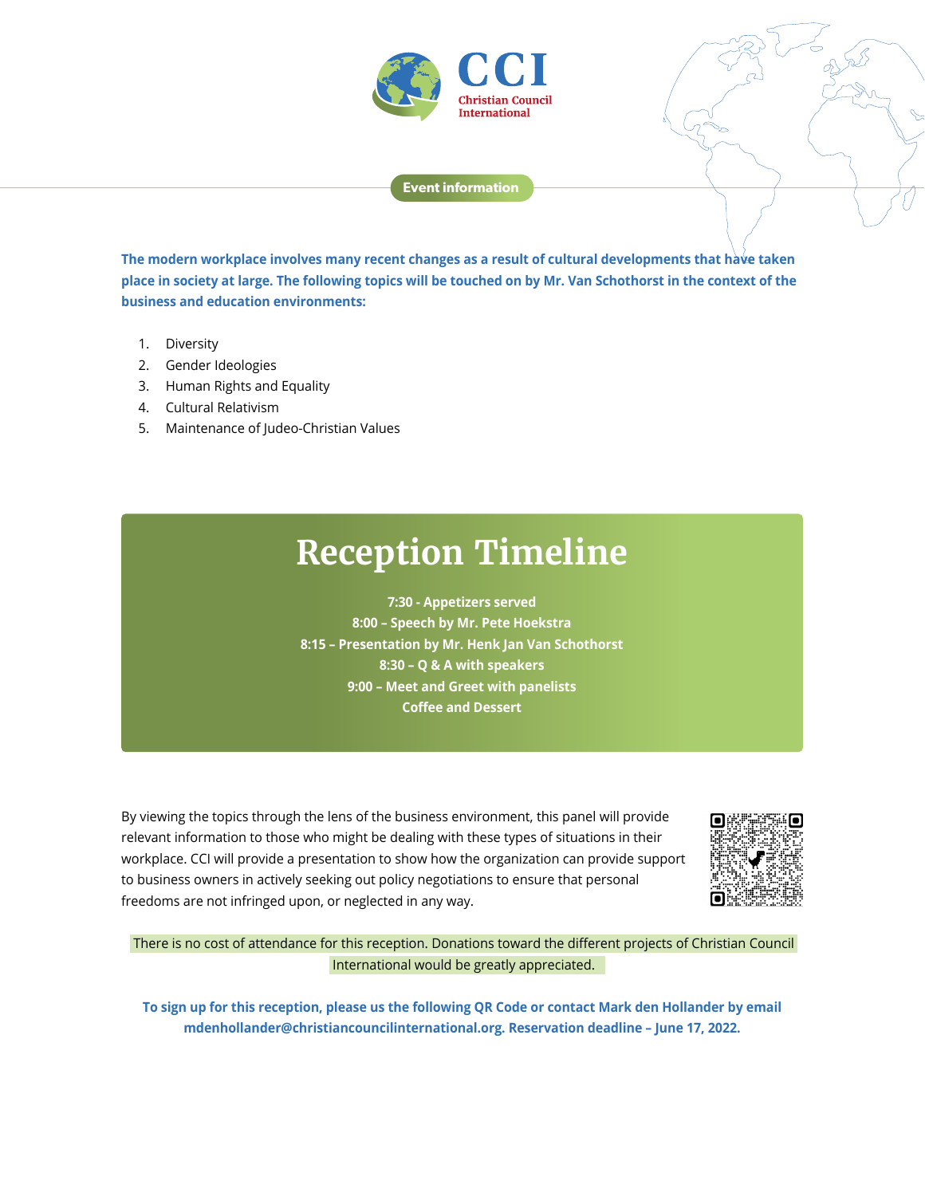CCI
Christian Council International

Event information

**The modern workplace involves many recent changes as a result of cultural developments that have taken place in society at large. The following topics will be touched on by Mr. Van Schothorst in the context of the business and education environments:**

1. Diversity
2. Gender Ideologies
3. Human Rights and Equality
4. Cultural Relativism
5. Maintenance of Judeo-Christian Values

# Reception Timeline

**7:30 - Appetizers served**
**8:00 – Speech by Mr. Pete Hoekstra**
**8:15 – Presentation by Mr. Henk Jan Van Schothorst**
**8:30 – Q & A with speakers**
**9:00 – Meet and Greet with panelists**
**Coffee and Dessert**

By viewing the topics through the lens of the business environment, this panel will provide relevant information to those who might be dealing with these types of situations in their workplace. CCI will provide a presentation to show how the organization can provide support to business owners in actively seeking out policy negotiations to ensure that personal freedoms are not infringed upon, or neglected in any way.

There is no cost of attendance for this reception. Donations toward the different projects of Christian Council International would be greatly appreciated.

**To sign up for this reception, please us the following QR Code or contact Mark den Hollander by email mdenhollander@christiancouncilinternational.org. Reservation deadline – June 17, 2022.**